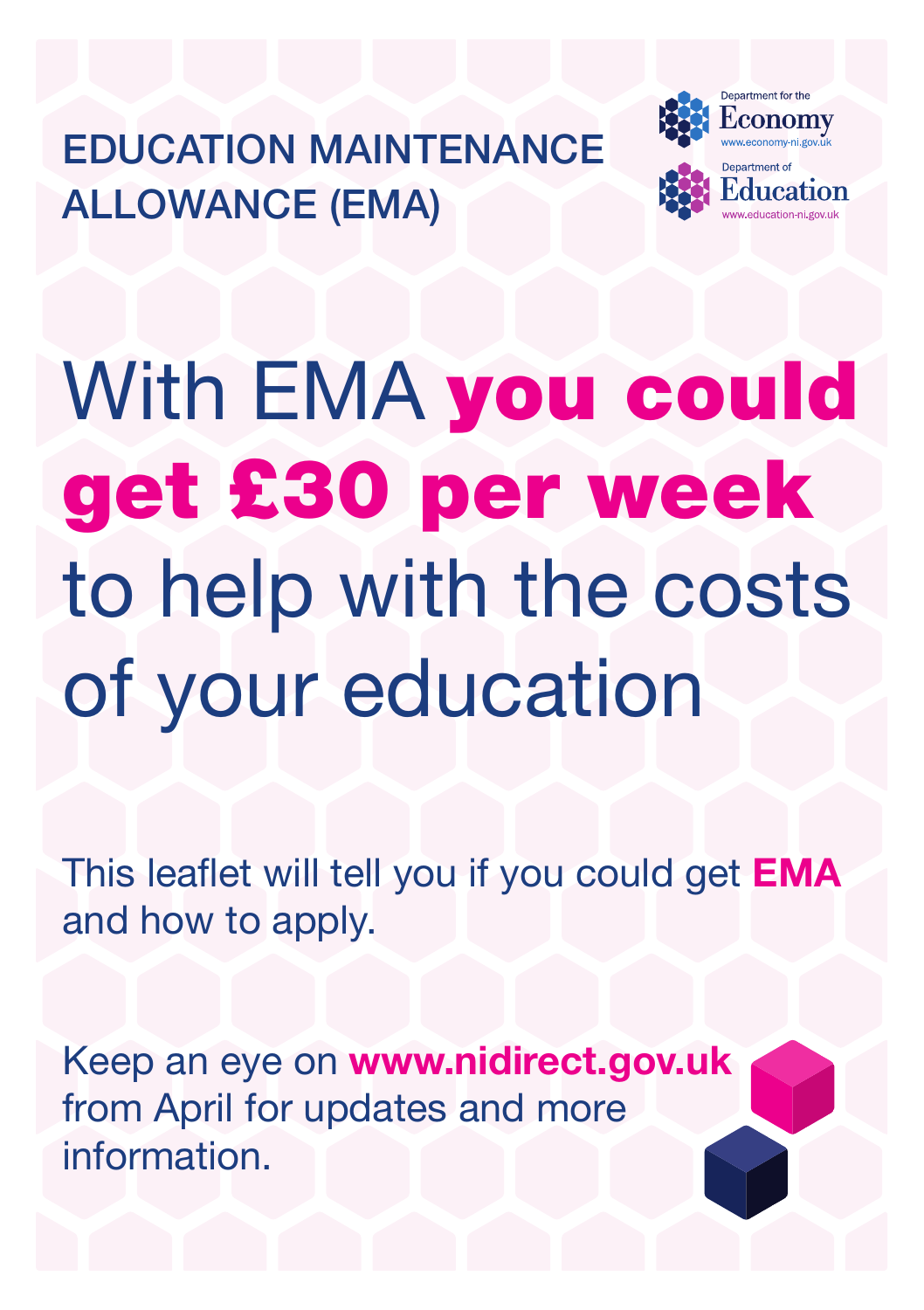# EDUCATION MAINTENANCE ALLOWANCE (EMA)

Department for the Economy
www.economy-ni.gov.uk

Department of Education
www.education-ni.gov.uk

## With EMA **you could get £30 per week** to help with the costs of your education

This leaflet will tell you if you could get **EMA** and how to apply.

Keep an eye on **www.nidirect.gov.uk** from April for updates and more information.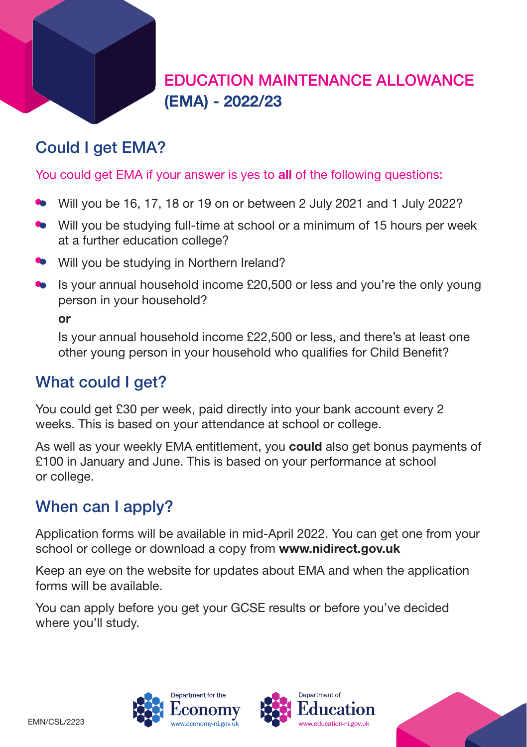# EDUCATION MAINTENANCE ALLOWANCE (EMA) - 2022/23

## Could I get EMA?

You could get EMA if your answer is yes to **all** of the following questions:

- Will you be 16, 17, 18 or 19 on or between 2 July 2021 and 1 July 2022?
- Will you be studying full-time at school or a minimum of 15 hours per week at a further education college?
- Will you be studying in Northern Ireland?
- Is your annual household income £20,500 or less and you're the only young person in your household?

  **or**

  Is your annual household income £22,500 or less, and there's at least one other young person in your household who qualifies for Child Benefit?

## What could I get?

You could get £30 per week, paid directly into your bank account every 2 weeks. This is based on your attendance at school or college.

As well as your weekly EMA entitlement, you **could** also get bonus payments of £100 in January and June. This is based on your performance at school or college.

## When can I apply?

Application forms will be available in mid-April 2022. You can get one from your school or college or download a copy from **www.nidirect.gov.uk**

Keep an eye on the website for updates about EMA and when the application forms will be available.

You can apply before you get your GCSE results or before you've decided where you'll study.

EMN/CSL/2223

Department for the Economy
www.economy-ni.gov.uk

Department of Education
www.education-ni.gov.uk